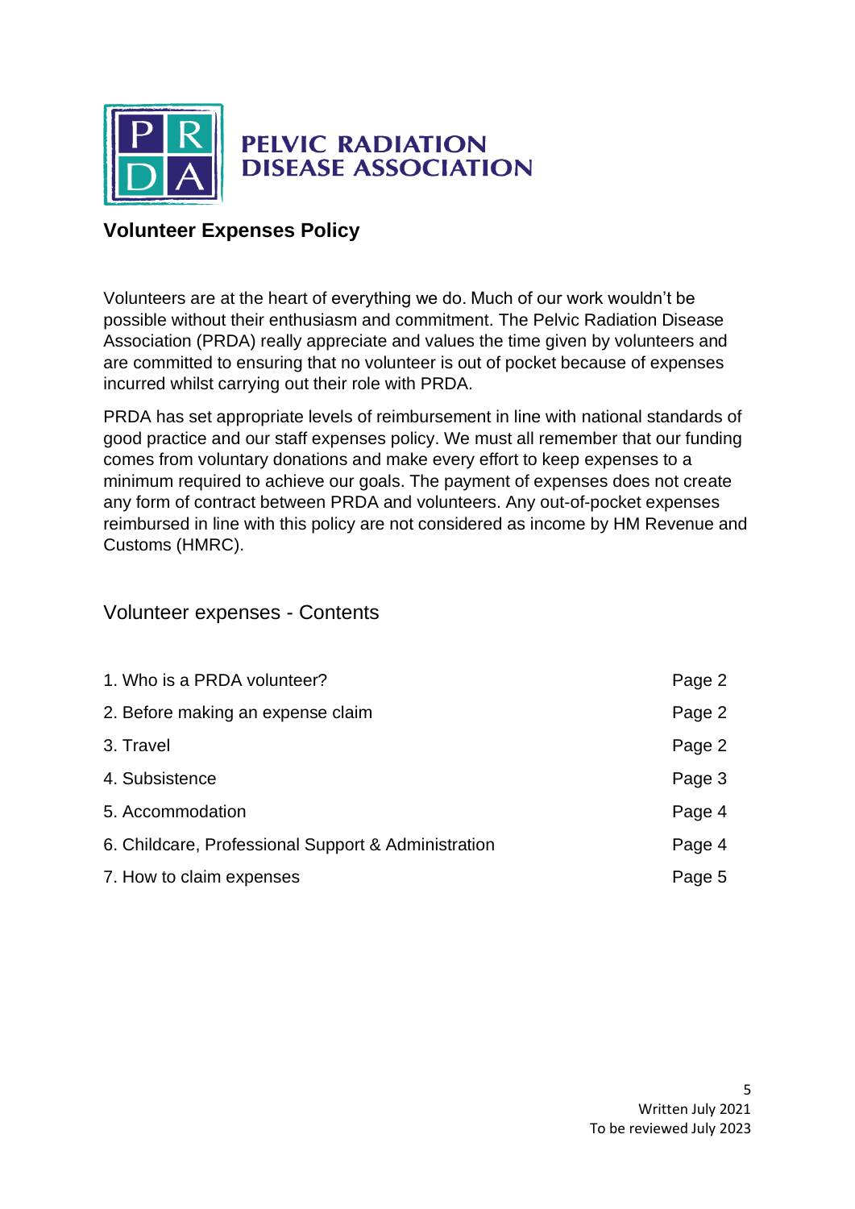**PELVIC RADIATION DISEASE ASSOCIATION**

## Volunteer Expenses Policy

Volunteers are at the heart of everything we do. Much of our work wouldn't be possible without their enthusiasm and commitment. The Pelvic Radiation Disease Association (PRDA) really appreciate and values the time given by volunteers and are committed to ensuring that no volunteer is out of pocket because of expenses incurred whilst carrying out their role with PRDA.

PRDA has set appropriate levels of reimbursement in line with national standards of good practice and our staff expenses policy. We must all remember that our funding comes from voluntary donations and make every effort to keep expenses to a minimum required to achieve our goals. The payment of expenses does not create any form of contract between PRDA and volunteers. Any out-of-pocket expenses reimbursed in line with this policy are not considered as income by HM Revenue and Customs (HMRC).

### Volunteer expenses - Contents

| | |
|---|---|
| 1. Who is a PRDA volunteer? | Page 2 |
| 2. Before making an expense claim | Page 2 |
| 3. Travel | Page 2 |
| 4. Subsistence | Page 3 |
| 5. Accommodation | Page 4 |
| 6. Childcare, Professional Support & Administration | Page 4 |
| 7. How to claim expenses | Page 5 |

Written July 2021
To be reviewed July 2023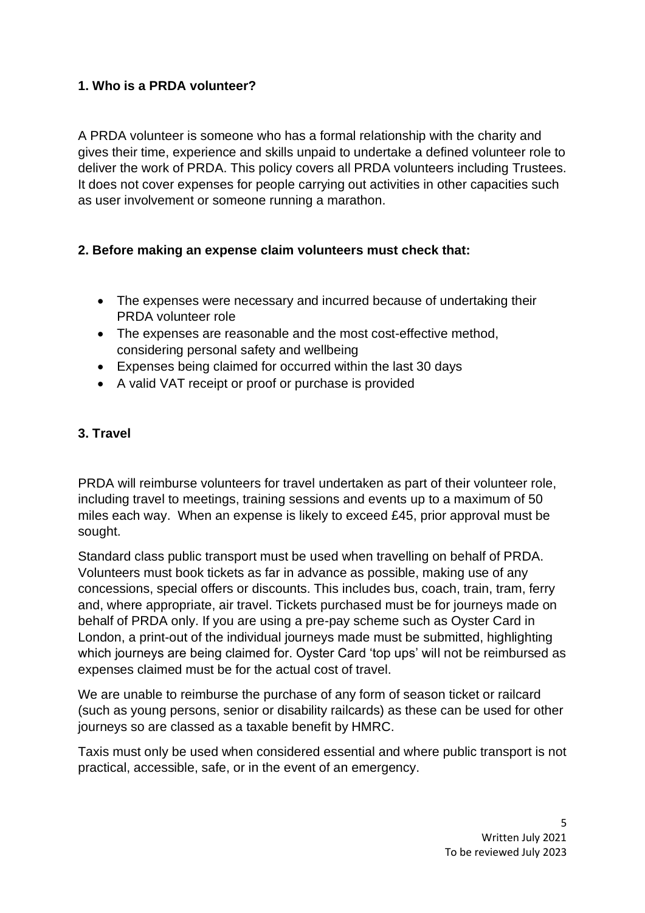### 1. Who is a PRDA volunteer?

A PRDA volunteer is someone who has a formal relationship with the charity and gives their time, experience and skills unpaid to undertake a defined volunteer role to deliver the work of PRDA. This policy covers all PRDA volunteers including Trustees. It does not cover expenses for people carrying out activities in other capacities such as user involvement or someone running a marathon.

### 2. Before making an expense claim volunteers must check that:

- The expenses were necessary and incurred because of undertaking their PRDA volunteer role
- The expenses are reasonable and the most cost-effective method, considering personal safety and wellbeing
- Expenses being claimed for occurred within the last 30 days
- A valid VAT receipt or proof or purchase is provided

### 3. Travel

PRDA will reimburse volunteers for travel undertaken as part of their volunteer role, including travel to meetings, training sessions and events up to a maximum of 50 miles each way. When an expense is likely to exceed £45, prior approval must be sought.

Standard class public transport must be used when travelling on behalf of PRDA. Volunteers must book tickets as far in advance as possible, making use of any concessions, special offers or discounts. This includes bus, coach, train, tram, ferry and, where appropriate, air travel. Tickets purchased must be for journeys made on behalf of PRDA only. If you are using a pre-pay scheme such as Oyster Card in London, a print-out of the individual journeys made must be submitted, highlighting which journeys are being claimed for. Oyster Card 'top ups' will not be reimbursed as expenses claimed must be for the actual cost of travel.

We are unable to reimburse the purchase of any form of season ticket or railcard (such as young persons, senior or disability railcards) as these can be used for other journeys so are classed as a taxable benefit by HMRC.

Taxis must only be used when considered essential and where public transport is not practical, accessible, safe, or in the event of an emergency.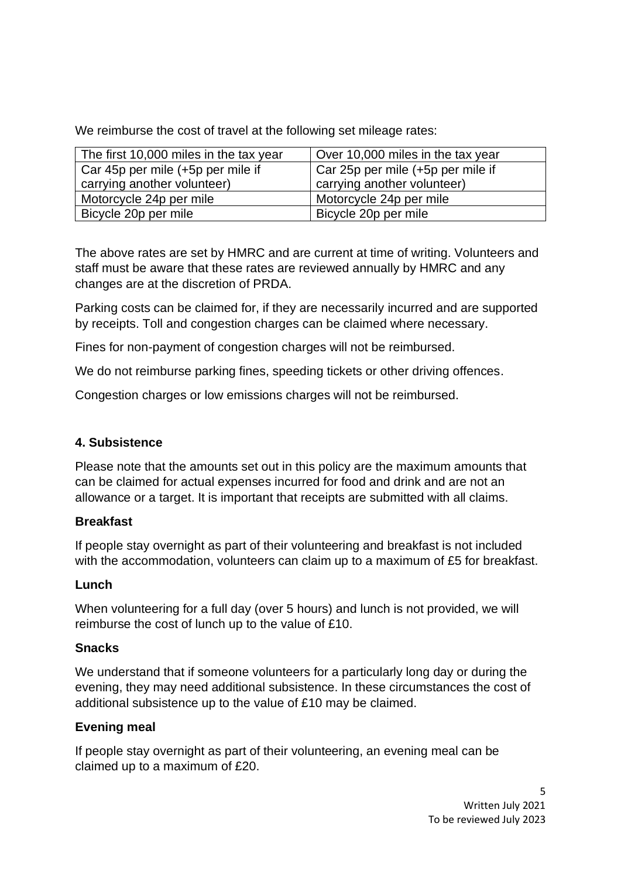We reimburse the cost of travel at the following set mileage rates:

| The first 10,000 miles in the tax year | Over 10,000 miles in the tax year |
|---|---|
| Car 45p per mile (+5p per mile if carrying another volunteer) | Car 25p per mile (+5p per mile if carrying another volunteer) |
| Motorcycle 24p per mile | Motorcycle 24p per mile |
| Bicycle 20p per mile | Bicycle 20p per mile |

The above rates are set by HMRC and are current at time of writing. Volunteers and staff must be aware that these rates are reviewed annually by HMRC and any changes are at the discretion of PRDA.

Parking costs can be claimed for, if they are necessarily incurred and are supported by receipts. Toll and congestion charges can be claimed where necessary.

Fines for non-payment of congestion charges will not be reimbursed.

We do not reimburse parking fines, speeding tickets or other driving offences.

Congestion charges or low emissions charges will not be reimbursed.

### 4. Subsistence

Please note that the amounts set out in this policy are the maximum amounts that can be claimed for actual expenses incurred for food and drink and are not an allowance or a target. It is important that receipts are submitted with all claims.

**Breakfast**

If people stay overnight as part of their volunteering and breakfast is not included with the accommodation, volunteers can claim up to a maximum of £5 for breakfast.

**Lunch**

When volunteering for a full day (over 5 hours) and lunch is not provided, we will reimburse the cost of lunch up to the value of £10.

**Snacks**

We understand that if someone volunteers for a particularly long day or during the evening, they may need additional subsistence. In these circumstances the cost of additional subsistence up to the value of £10 may be claimed.

**Evening meal**

If people stay overnight as part of their volunteering, an evening meal can be claimed up to a maximum of £20.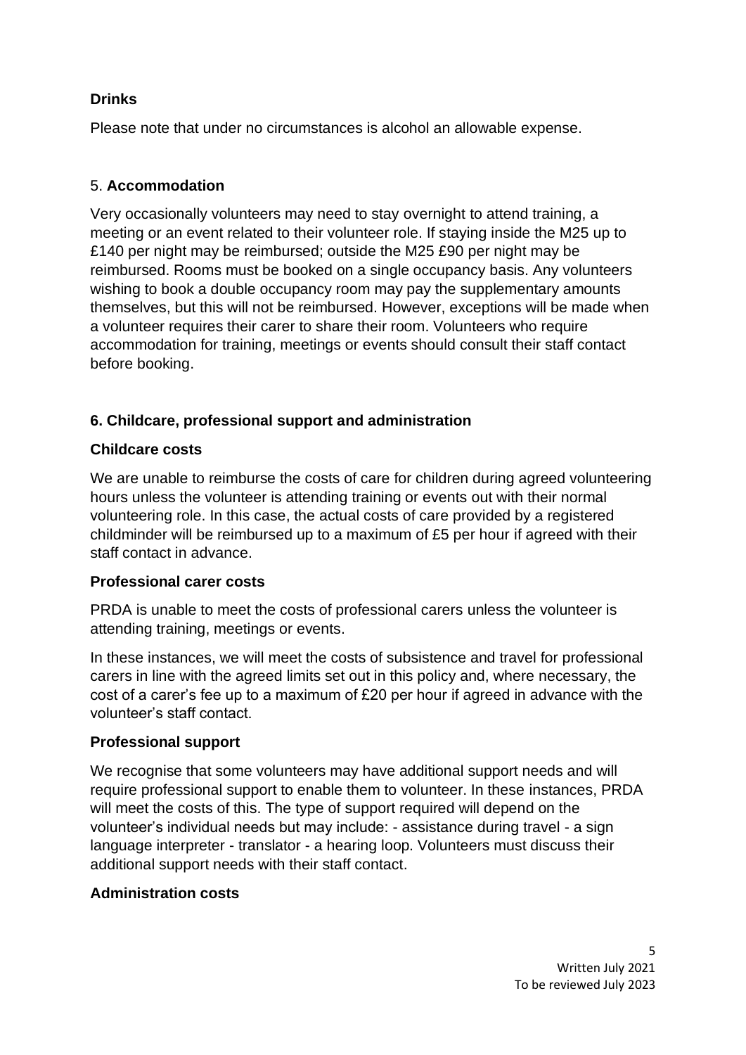**Drinks**

Please note that under no circumstances is alcohol an allowable expense.

## 5. **Accommodation**

Very occasionally volunteers may need to stay overnight to attend training, a meeting or an event related to their volunteer role. If staying inside the M25 up to £140 per night may be reimbursed; outside the M25 £90 per night may be reimbursed. Rooms must be booked on a single occupancy basis. Any volunteers wishing to book a double occupancy room may pay the supplementary amounts themselves, but this will not be reimbursed. However, exceptions will be made when a volunteer requires their carer to share their room. Volunteers who require accommodation for training, meetings or events should consult their staff contact before booking.

## 6. Childcare, professional support and administration

### Childcare costs

We are unable to reimburse the costs of care for children during agreed volunteering hours unless the volunteer is attending training or events out with their normal volunteering role. In this case, the actual costs of care provided by a registered childminder will be reimbursed up to a maximum of £5 per hour if agreed with their staff contact in advance.

### Professional carer costs

PRDA is unable to meet the costs of professional carers unless the volunteer is attending training, meetings or events.

In these instances, we will meet the costs of subsistence and travel for professional carers in line with the agreed limits set out in this policy and, where necessary, the cost of a carer's fee up to a maximum of £20 per hour if agreed in advance with the volunteer's staff contact.

### Professional support

We recognise that some volunteers may have additional support needs and will require professional support to enable them to volunteer. In these instances, PRDA will meet the costs of this. The type of support required will depend on the volunteer's individual needs but may include: - assistance during travel - a sign language interpreter - translator - a hearing loop. Volunteers must discuss their additional support needs with their staff contact.

### Administration costs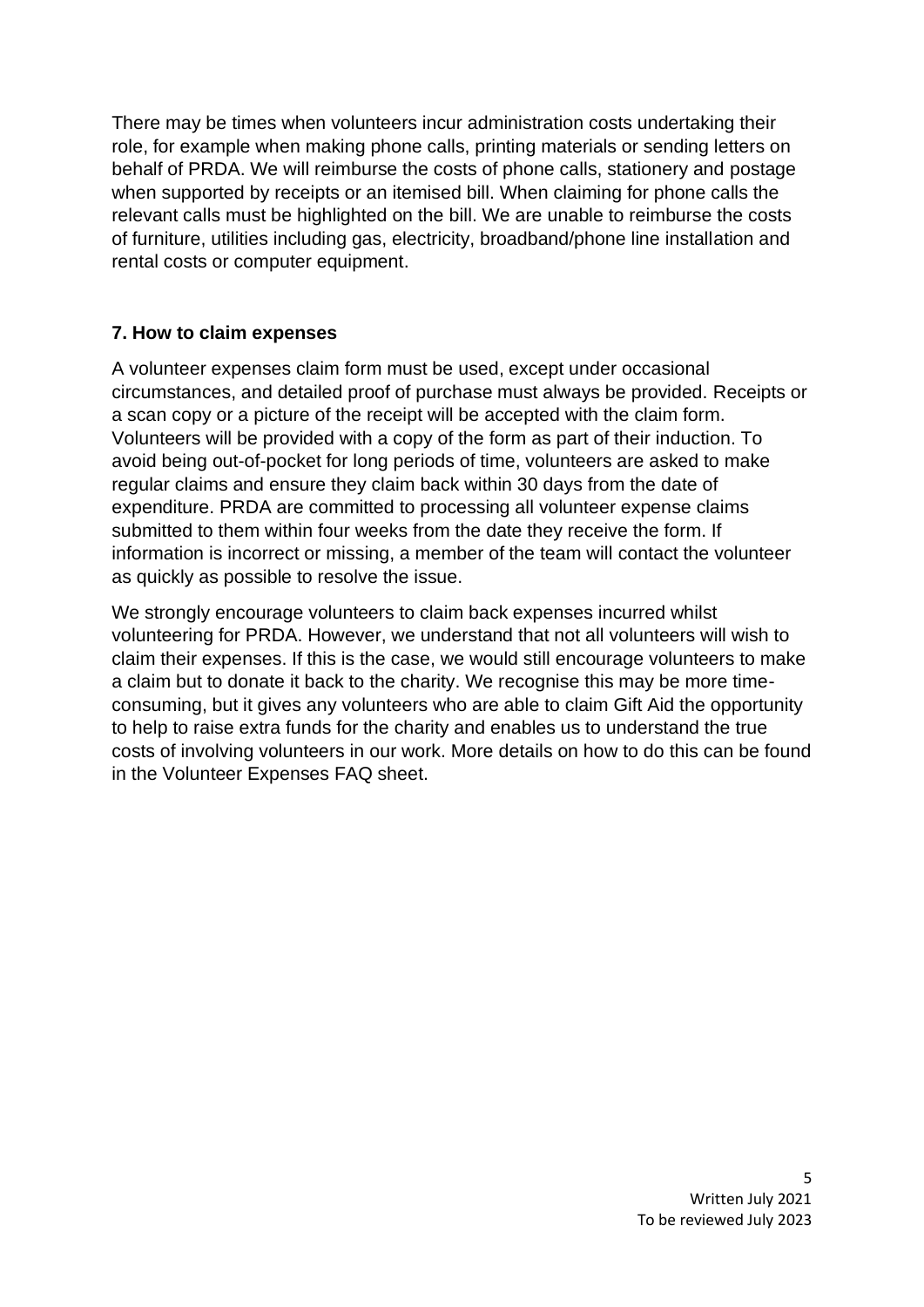There may be times when volunteers incur administration costs undertaking their role, for example when making phone calls, printing materials or sending letters on behalf of PRDA. We will reimburse the costs of phone calls, stationery and postage when supported by receipts or an itemised bill. When claiming for phone calls the relevant calls must be highlighted on the bill. We are unable to reimburse the costs of furniture, utilities including gas, electricity, broadband/phone line installation and rental costs or computer equipment.

## 7. How to claim expenses

A volunteer expenses claim form must be used, except under occasional circumstances, and detailed proof of purchase must always be provided. Receipts or a scan copy or a picture of the receipt will be accepted with the claim form. Volunteers will be provided with a copy of the form as part of their induction. To avoid being out-of-pocket for long periods of time, volunteers are asked to make regular claims and ensure they claim back within 30 days from the date of expenditure. PRDA are committed to processing all volunteer expense claims submitted to them within four weeks from the date they receive the form. If information is incorrect or missing, a member of the team will contact the volunteer as quickly as possible to resolve the issue.

We strongly encourage volunteers to claim back expenses incurred whilst volunteering for PRDA. However, we understand that not all volunteers will wish to claim their expenses. If this is the case, we would still encourage volunteers to make a claim but to donate it back to the charity. We recognise this may be more time-consuming, but it gives any volunteers who are able to claim Gift Aid the opportunity to help to raise extra funds for the charity and enables us to understand the true costs of involving volunteers in our work. More details on how to do this can be found in the Volunteer Expenses FAQ sheet.